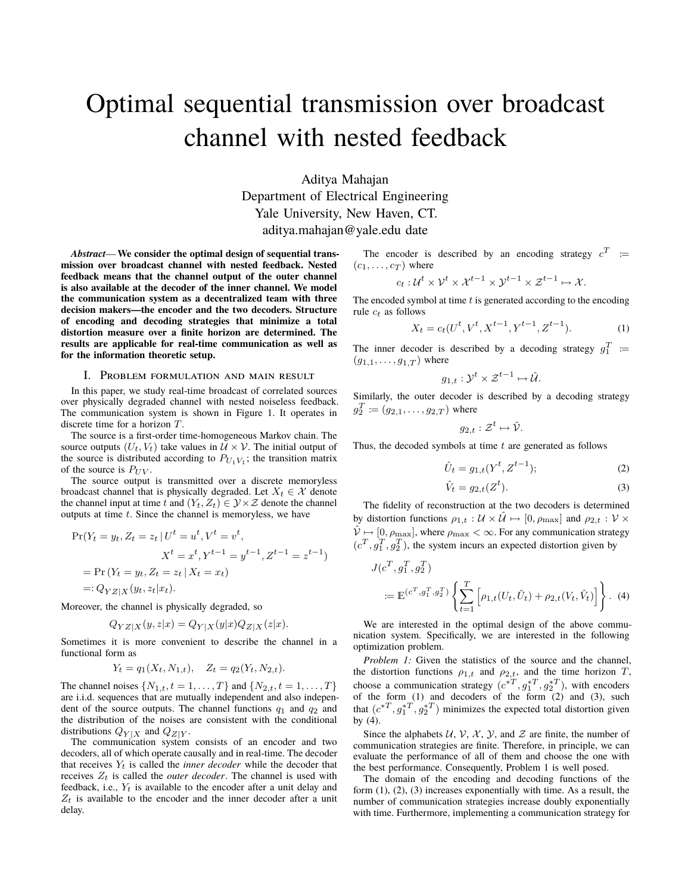# Optimal sequential transmission over broadcast channel with nested feedback

Aditya Mahajan
Department of Electrical Engineering
Yale University, New Haven, CT.
aditya.mahajan@yale.edu date

***Abstract*— We consider the optimal design of sequential transmission over broadcast channel with nested feedback. Nested feedback means that the channel output of the outer channel is also available at the decoder of the inner channel. We model the communication system as a decentralized team with three decision makers—the encoder and the two decoders. Structure of encoding and decoding strategies that minimize a total distortion measure over a finite horizon are determined. The results are applicable for real-time communication as well as for the information theoretic setup.**

## I. Problem formulation and main result

In this paper, we study real-time broadcast of correlated sources over physically degraded channel with nested noiseless feedback. The communication system is shown in Figure 1. It operates in discrete time for a horizon $T$.

The source is a first-order time-homogeneous Markov chain. The source outputs $(U_t, V_t)$ take values in $\mathcal{U} \times \mathcal{V}$. The initial output of the source is distributed according to $P_{U_1 V_1}$; the transition matrix of the source is $P_{UV}$.

The source output is transmitted over a discrete memoryless broadcast channel that is physically degraded. Let $X_t \in \mathcal{X}$ denote the channel input at time $t$ and $(Y_t, Z_t) \in \mathcal{Y} \times \mathcal{Z}$ denote the channel outputs at time $t$. Since the channel is memoryless, we have

$$
\begin{aligned}
\Pr(Y_t = y_t, Z_t = z_t \mid U^t = u^t, V^t = v^t,& \\
X^t = x^t, Y^{t-1} = y^{t-1}, Z^{t-1} &= z^{t-1}) \\
= \Pr(Y_t = y_t, Z_t = z_t \mid X_t = x_t)& \\
=: Q_{YZ|X}(y_t, z_t | x_t).&
\end{aligned}
$$

Moreover, the channel is physically degraded, so

$$
Q_{YZ|X}(y, z|x) = Q_{Y|X}(y|x) Q_{Z|X}(z|x).
$$

Sometimes it is more convenient to describe the channel in a functional form as

$$
Y_t = q_1(X_t, N_{1,t}), \quad Z_t = q_2(Y_t, N_{2,t}).
$$

The channel noises $\{N_{1,t}, t = 1, \dots, T\}$ and $\{N_{2,t}, t = 1, \dots, T\}$ are i.i.d. sequences that are mutually independent and also independent of the source outputs. The channel functions $q_1$ and $q_2$ and the distribution of the noises are consistent with the conditional distributions $Q_{Y|X}$ and $Q_{Z|Y}$.

The communication system consists of an encoder and two decoders, all of which operate causally and in real-time. The decoder that receives $Y_t$ is called the *inner decoder* while the decoder that receives $Z_t$ is called the *outer decoder*. The channel is used with feedback, i.e., $Y_t$ is available to the encoder after a unit delay and $Z_t$ is available to the encoder and the inner decoder after a unit delay.

The encoder is described by an encoding strategy $c^T := (c_1, \dots, c_T)$ where

$$
c_t : \mathcal{U}^t \times \mathcal{V}^t \times \mathcal{X}^{t-1} \times \mathcal{Y}^{t-1} \times \mathcal{Z}^{t-1} \mapsto \mathcal{X}.
$$

The encoded symbol at time $t$ is generated according to the encoding rule $c_t$ as follows

$$
X_t = c_t(U^t, V^t, X^{t-1}, Y^{t-1}, Z^{t-1}). \tag{1}
$$

The inner decoder is described by a decoding strategy $g_1^T := (g_{1,1}, \dots, g_{1,T})$ where

$$
g_{1,t} : \mathcal{Y}^t \times \mathcal{Z}^{t-1} \mapsto \hat{\mathcal{U}}.
$$

Similarly, the outer decoder is described by a decoding strategy $g_2^T := (g_{2,1}, \dots, g_{2,T})$ where

$$
g_{2,t} : \mathcal{Z}^t \mapsto \hat{\mathcal{V}}.
$$

Thus, the decoded symbols at time $t$ are generated as follows

$$
\hat{U}_t = g_{1,t}(Y^t, Z^{t-1}); \tag{2}
$$

$$
\hat{V}_t = g_{2,t}(Z^t). \tag{3}
$$

The fidelity of reconstruction at the two decoders is determined by distortion functions $\rho_{1,t} : \mathcal{U} \times \hat{\mathcal{U}} \mapsto [0, \rho_{\max}]$ and $\rho_{2,t} : \mathcal{V} \times \hat{\mathcal{V}} \mapsto [0, \rho_{\max}]$, where $\rho_{\max} < \infty$. For any communication strategy $(c^T, g_1^T, g_2^T)$, the system incurs an expected distortion given by

$$
J(c^T, g_1^T, g_2^T) := \mathbb{E}^{(c^T, g_1^T, g_2^T)} \left\{ \sum_{t=1}^{T} \left[ \rho_{1,t}(U_t, \hat{U}_t) + \rho_{2,t}(V_t, \hat{V}_t) \right] \right\}. \tag{4}
$$

We are interested in the optimal design of the above communication system. Specifically, we are interested in the following optimization problem.

*Problem 1:* Given the statistics of the source and the channel, the distortion functions $\rho_{1,t}$ and $\rho_{2,t}$, and the time horizon $T$, choose a communication strategy $(c^{*T}, g_1^{*T}, g_2^{*T})$, with encoders of the form (1) and decoders of the form (2) and (3), such that $(c^{*T}, g_1^{*T}, g_2^{*T})$ minimizes the expected total distortion given by (4).

Since the alphabets $\mathcal{U}$, $\mathcal{V}$, $\mathcal{X}$, $\mathcal{Y}$, and $\mathcal{Z}$ are finite, the number of communication strategies are finite. Therefore, in principle, we can evaluate the performance of all of them and choose the one with the best performance. Consequently, Problem 1 is well posed.

The domain of the encoding and decoding functions of the form (1), (2), (3) increases exponentially with time. As a result, the number of communication strategies increase doubly exponentially with time. Furthermore, implementing a communication strategy for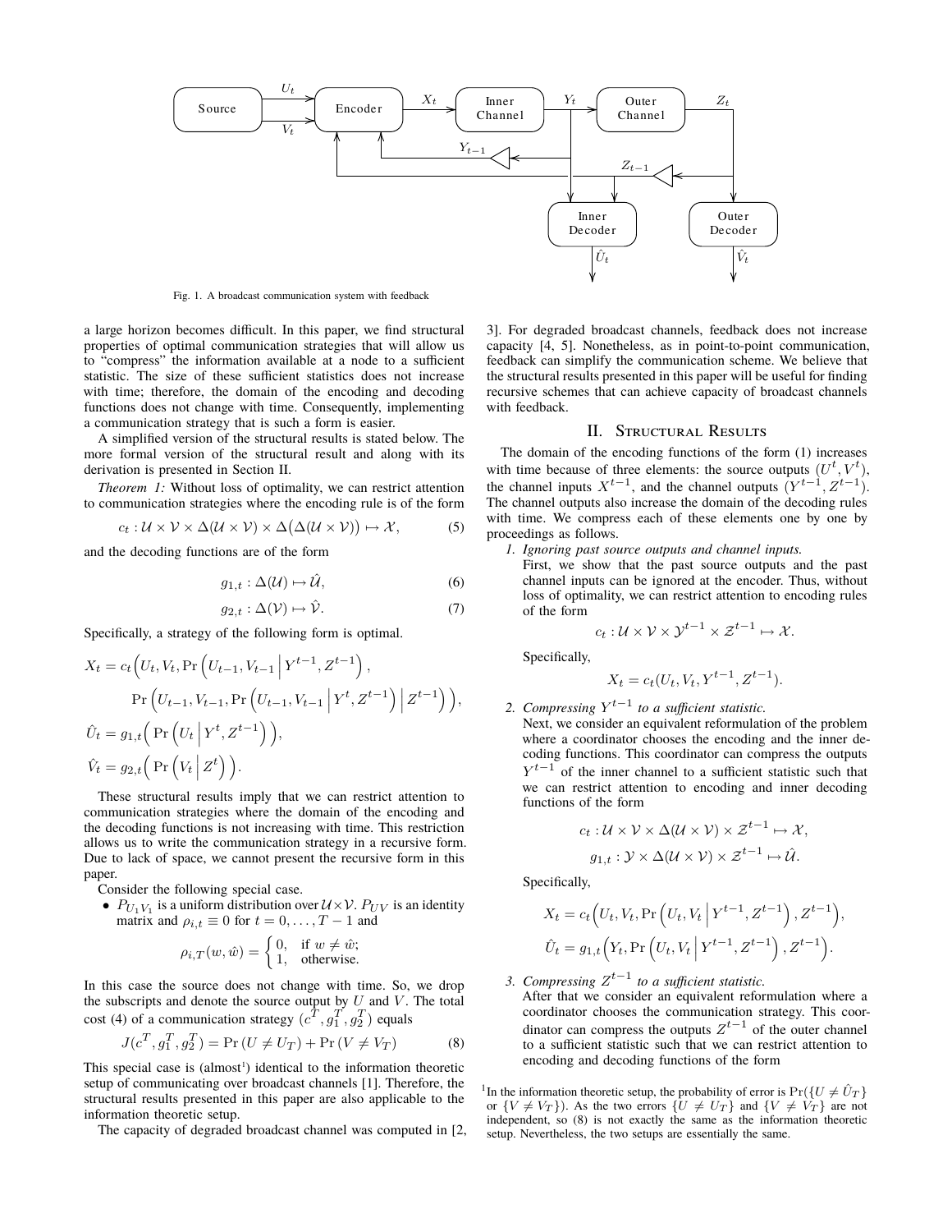Fig. 1. A broadcast communication system with feedback

a large horizon becomes difficult. In this paper, we find structural properties of optimal communication strategies that will allow us to "compress" the information available at a node to a sufficient statistic. The size of these sufficient statistics does not increase with time; therefore, the domain of the encoding and decoding functions does not change with time. Consequently, implementing a communication strategy that is such a form is easier.

A simplified version of the structural results is stated below. The more formal version of the structural result and along with its derivation is presented in Section II.

*Theorem 1:* Without loss of optimality, we can restrict attention to communication strategies where the encoding rule is of the form

$$c_t : \mathcal{U} \times \mathcal{V} \times \Delta(\mathcal{U} \times \mathcal{V}) \times \Delta\big(\Delta(\mathcal{U} \times \mathcal{V})\big) \mapsto \mathcal{X}, \tag{5}$$

and the decoding functions are of the form

$$g_{1,t} : \Delta(\mathcal{U}) \mapsto \hat{\mathcal{U}}, \tag{6}$$

$$g_{2,t} : \Delta(\mathcal{V}) \mapsto \hat{\mathcal{V}}. \tag{7}$$

Specifically, a strategy of the following form is optimal.

$$\begin{aligned}
X_t = c_t\Big(&U_t, V_t, \Pr\Big(U_{t-1}, V_{t-1} \,\Big|\, Y^{t-1}, Z^{t-1}\Big), \\
&\Pr\Big(U_{t-1}, V_{t-1}, \Pr\Big(U_{t-1}, V_{t-1} \,\Big|\, Y^{t}, Z^{t-1}\Big) \,\Big|\, Z^{t-1}\Big)\Big), \\
\hat{U}_t = g_{1,t}\Big(& \Pr\Big(U_t \,\Big|\, Y^t, Z^{t-1}\Big)\Big), \\
\hat{V}_t = g_{2,t}\Big(& \Pr\Big(V_t \,\Big|\, Z^t\Big)\Big).
\end{aligned}$$

These structural results imply that we can restrict attention to communication strategies where the domain of the encoding and the decoding functions is not increasing with time. This restriction allows us to write the communication strategy in a recursive form. Due to lack of space, we cannot present the recursive form in this paper.

Consider the following special case.

- $P_{U_1 V_1}$ is a uniform distribution over $\mathcal{U} \times \mathcal{V}$. $P_{UV}$ is an identity matrix and $\rho_{i,t} \equiv 0$ for $t = 0, \dots, T-1$ and

$$\rho_{i,T}(w, \hat{w}) = \begin{cases} 0, & \text{if } w \neq \hat{w}; \\ 1, & \text{otherwise.} \end{cases}$$

In this case the source does not change with time. So, we drop the subscripts and denote the source output by $U$ and $V$. The total cost (4) of a communication strategy $(c^T, g_1^T, g_2^T)$ equals

$$J(c^T, g_1^T, g_2^T) = \Pr(U \neq U_T) + \Pr(V \neq V_T) \tag{8}$$

This special case is (almost[1]) identical to the information theoretic setup of communicating over broadcast channels [1]. Therefore, the structural results presented in this paper are also applicable to the information theoretic setup.

The capacity of degraded broadcast channel was computed in [2, 3]. For degraded broadcast channels, feedback does not increase capacity [4, 5]. Nonetheless, as in point-to-point communication, feedback can simplify the communication scheme. We believe that the structural results presented in this paper will be useful for finding recursive schemes that can achieve capacity of broadcast channels with feedback.

## II. Structural Results

The domain of the encoding functions of the form (1) increases with time because of three elements: the source outputs $(U^t, V^t)$, the channel inputs $X^{t-1}$, and the channel outputs $(Y^{t-1}, Z^{t-1})$. The channel outputs also increase the domain of the decoding rules with time. We compress each of these elements one by one by proceedings as follows.

1. *Ignoring past source outputs and channel inputs.*
   First, we show that the past source outputs and the past channel inputs can be ignored at the encoder. Thus, without loss of optimality, we can restrict attention to encoding rules of the form

$$c_t : \mathcal{U} \times \mathcal{V} \times \mathcal{Y}^{t-1} \times \mathcal{Z}^{t-1} \mapsto \mathcal{X}.$$

   Specifically,

$$X_t = c_t(U_t, V_t, Y^{t-1}, Z^{t-1}).$$

2. *Compressing $Y^{t-1}$ to a sufficient statistic.*
   Next, we consider an equivalent reformulation of the problem where a coordinator chooses the encoding and the inner decoding functions. This coordinator can compress the outputs $Y^{t-1}$ of the inner channel to a sufficient statistic such that we can restrict attention to encoding and inner decoding functions of the form

$$c_t : \mathcal{U} \times \mathcal{V} \times \Delta(\mathcal{U} \times \mathcal{V}) \times \mathcal{Z}^{t-1} \mapsto \mathcal{X},$$

$$g_{1,t} : \mathcal{Y} \times \Delta(\mathcal{U} \times \mathcal{V}) \times \mathcal{Z}^{t-1} \mapsto \hat{\mathcal{U}}.$$

   Specifically,

$$X_t = c_t\Big(U_t, V_t, \Pr\Big(U_t, V_t \,\Big|\, Y^{t-1}, Z^{t-1}\Big), Z^{t-1}\Big),$$

$$\hat{U}_t = g_{1,t}\Big(Y_t, \Pr\Big(U_t, V_t \,\Big|\, Y^{t-1}, Z^{t-1}\Big), Z^{t-1}\Big).$$

3. *Compressing $Z^{t-1}$ to a sufficient statistic.*
   After that we consider an equivalent reformulation where a coordinator chooses the communication strategy. This coordinator can compress the outputs $Z^{t-1}$ of the outer channel to a sufficient statistic such that we can restrict attention to encoding and decoding functions of the form

[1] In the information theoretic setup, the probability of error is $\Pr(\{U \neq \hat{U}_T\}$ or $\{V \neq V_T\})$. As the two errors $\{U \neq U_T\}$ and $\{V \neq V_T\}$ are not independent, so (8) is not exactly the same as the information theoretic setup. Nevertheless, the two setups are essentially the same.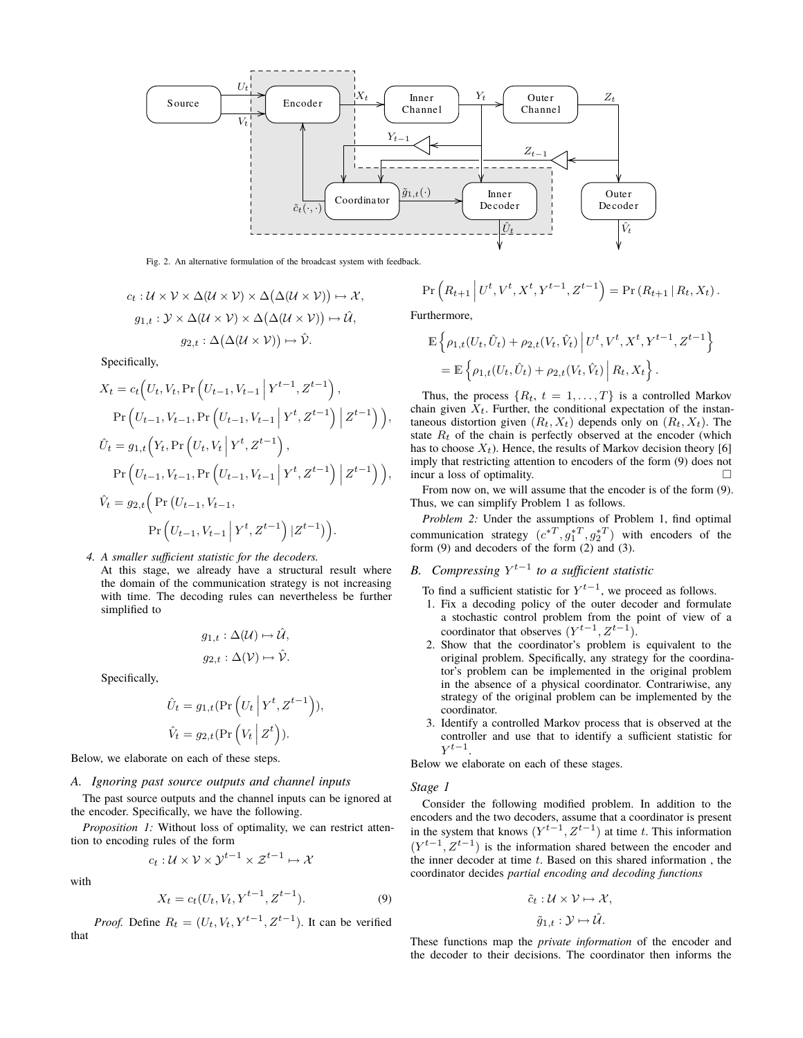Fig. 2. An alternative formulation of the broadcast system with feedback.

$$c_t : \mathcal{U} \times \mathcal{V} \times \Delta(\mathcal{U} \times \mathcal{V}) \times \Delta\big(\Delta(\mathcal{U} \times \mathcal{V})\big) \mapsto \mathcal{X},$$
$$g_{1,t} : \mathcal{Y} \times \Delta(\mathcal{U} \times \mathcal{V}) \times \Delta\big(\Delta(\mathcal{U} \times \mathcal{V})\big) \mapsto \hat{\mathcal{U}},$$
$$g_{2,t} : \Delta\big(\Delta(\mathcal{U} \times \mathcal{V})\big) \mapsto \hat{\mathcal{V}}.$$

Specifically,

$$X_t = c_t\Big(U_t, V_t, \Pr\Big(U_{t-1}, V_{t-1} \,\Big|\, Y^{t-1}, Z^{t-1}\Big),$$
$$\Pr\Big(U_{t-1}, V_{t-1}, \Pr\Big(U_{t-1}, V_{t-1} \,\Big|\, Y^{t}, Z^{t-1}\Big) \,\Big|\, Z^{t-1}\Big)\Big),$$
$$\hat{U}_t = g_{1,t}\Big(Y_t, \Pr\Big(U_t, V_t \,\Big|\, Y^{t}, Z^{t-1}\Big),$$
$$\Pr\Big(U_{t-1}, V_{t-1}, \Pr\Big(U_{t-1}, V_{t-1} \,\Big|\, Y^{t}, Z^{t-1}\Big) \,\Big|\, Z^{t-1}\Big)\Big),$$
$$\hat{V}_t = g_{2,t}\Big( \Pr\big(U_{t-1}, V_{t-1},$$
$$\Pr\Big(U_{t-1}, V_{t-1} \,\Big|\, Y^{t}, Z^{t-1}\Big) \,|Z^{t-1}\big)\Big).$$

4. *A smaller sufficient statistic for the decoders.*
At this stage, we already have a structural result where the domain of the communication strategy is not increasing with time. The decoding rules can nevertheless be further simplified to

$$g_{1,t} : \Delta(\mathcal{U}) \mapsto \hat{\mathcal{U}},$$
$$g_{2,t} : \Delta(\mathcal{V}) \mapsto \hat{\mathcal{V}}.$$

Specifically,

$$\hat{U}_t = g_{1,t}(\Pr\Big(U_t \,\Big|\, Y^t, Z^{t-1}\Big)),$$
$$\hat{V}_t = g_{2,t}(\Pr\Big(V_t \,\Big|\, Z^t\Big)).$$

Below, we elaborate on each of these steps.

## *A. Ignoring past source outputs and channel inputs*

The past source outputs and the channel inputs can be ignored at the encoder. Specifically, we have the following.

*Proposition 1:* Without loss of optimality, we can restrict attention to encoding rules of the form

$$c_t : \mathcal{U} \times \mathcal{V} \times \mathcal{Y}^{t-1} \times \mathcal{Z}^{t-1} \mapsto \mathcal{X}$$

with

$$X_t = c_t(U_t, V_t, Y^{t-1}, Z^{t-1}). \tag{9}$$

*Proof.* Define $R_t = (U_t, V_t, Y^{t-1}, Z^{t-1})$. It can be verified that

$$\Pr\Big(R_{t+1} \,\Big|\, U^t, V^t, X^t, Y^{t-1}, Z^{t-1}\Big) = \Pr\left(R_{t+1} \,|\, R_t, X_t\right).$$

Furthermore,

$$\mathbb{E}\Big\{\rho_{1,t}(U_t, \hat{U}_t) + \rho_{2,t}(V_t, \hat{V}_t) \,\Big|\, U^t, V^t, X^t, Y^{t-1}, Z^{t-1}\Big\}$$
$$= \mathbb{E}\Big\{\rho_{1,t}(U_t, \hat{U}_t) + \rho_{2,t}(V_t, \hat{V}_t) \,\Big|\, R_t, X_t\Big\}.$$

Thus, the process $\{R_t,\ t = 1, \dots, T\}$ is a controlled Markov chain given $X_t$. Further, the conditional expectation of the instantaneous distortion given $(R_t, X_t)$ depends only on $(R_t, X_t)$. The state $R_t$ of the chain is perfectly observed at the encoder (which has to choose $X_t$). Hence, the results of Markov decision theory [6] imply that restricting attention to encoders of the form (9) does not incur a loss of optimality. □

From now on, we will assume that the encoder is of the form (9). Thus, we can simplify Problem 1 as follows.

*Problem 2:* Under the assumptions of Problem 1, find optimal communication strategy $(c^{*T}, g_1^{*T}, g_2^{*T})$ with encoders of the form (9) and decoders of the form (2) and (3).

## *B. Compressing $Y^{t-1}$ to a sufficient statistic*

To find a sufficient statistic for $Y^{t-1}$, we proceed as follows.

1. Fix a decoding policy of the outer decoder and formulate a stochastic control problem from the point of view of a coordinator that observes $(Y^{t-1}, Z^{t-1})$.
2. Show that the coordinator's problem is equivalent to the original problem. Specifically, any strategy for the coordinator's problem can be implemented in the original problem in the absence of a physical coordinator. Contrariwise, any strategy of the original problem can be implemented by the coordinator.
3. Identify a controlled Markov process that is observed at the controller and use that to identify a sufficient statistic for $Y^{t-1}$.

Below we elaborate on each of these stages.

### *Stage 1*

Consider the following modified problem. In addition to the encoders and the two decoders, assume that a coordinator is present in the system that knows $(Y^{t-1}, Z^{t-1})$ at time $t$. This information $(Y^{t-1}, Z^{t-1})$ is the information shared between the encoder and the inner decoder at time $t$. Based on this shared information , the coordinator decides *partial encoding and decoding functions*

$$\tilde{c}_t : \mathcal{U} \times \mathcal{V} \mapsto \mathcal{X},$$
$$\tilde{g}_{1,t} : \mathcal{Y} \mapsto \hat{\mathcal{U}}.$$

These functions map the *private information* of the encoder and the decoder to their decisions. The coordinator then informs the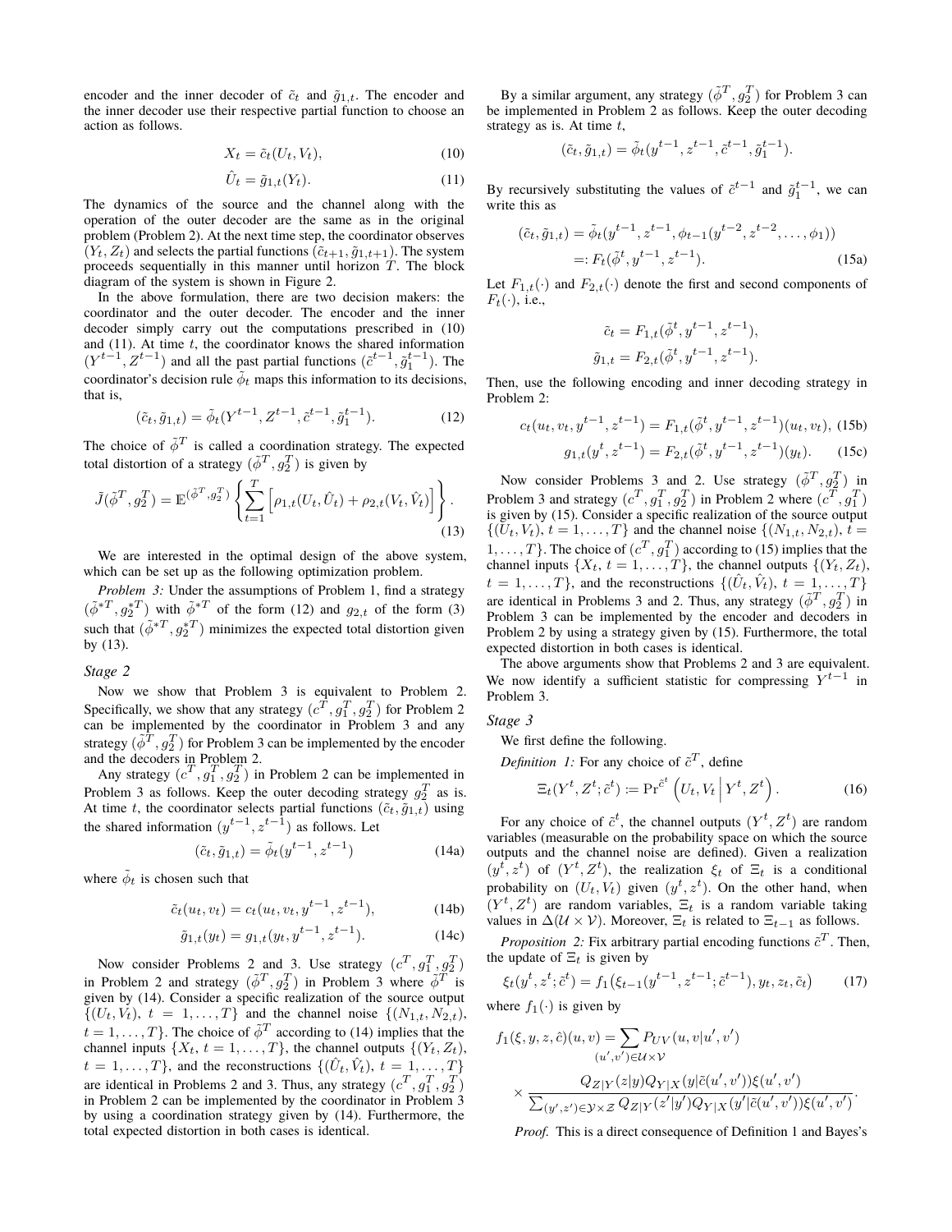encoder and the inner decoder of $\tilde{c}_t$ and $\tilde{g}_{1,t}$. The encoder and the inner decoder use their respective partial function to choose an action as follows.

$$X_t = \tilde{c}_t(U_t, V_t), \tag{10}$$

$$\hat{U}_t = \tilde{g}_{1,t}(Y_t). \tag{11}$$

The dynamics of the source and the channel along with the operation of the outer decoder are the same as in the original problem (Problem 2). At the next time step, the coordinator observes $(Y_t, Z_t)$ and selects the partial functions $(\tilde{c}_{t+1}, \tilde{g}_{1,t+1})$. The system proceeds sequentially in this manner until horizon $T$. The block diagram of the system is shown in Figure 2.

In the above formulation, there are two decision makers: the coordinator and the outer decoder. The encoder and the inner decoder simply carry out the computations prescribed in (10) and (11). At time $t$, the coordinator knows the shared information $(Y^{t-1}, Z^{t-1})$ and all the past partial functions $(\tilde{c}^{t-1}, \tilde{g}_1^{t-1})$. The coordinator's decision rule $\tilde{\phi}_t$ maps this information to its decisions, that is,

$$(\tilde{c}_t, \tilde{g}_{1,t}) = \tilde{\phi}_t(Y^{t-1}, Z^{t-1}, \tilde{c}^{t-1}, \tilde{g}_1^{t-1}). \tag{12}$$

The choice of $\tilde{\phi}^T$ is called a coordination strategy. The expected total distortion of a strategy $(\tilde{\phi}^T, g_2^T)$ is given by

$$\tilde{J}(\tilde{\phi}^T, g_2^T) = \mathbb{E}^{(\tilde{\phi}^T, g_2^T)} \left\{ \sum_{t=1}^{T} \Big[ \rho_{1,t}(U_t, \hat{U}_t) + \rho_{2,t}(V_t, \hat{V}_t) \Big] \right\}. \tag{13}$$

We are interested in the optimal design of the above system, which can be set up as the following optimization problem.

*Problem 3:* Under the assumptions of Problem 1, find a strategy $(\tilde{\phi}^{*T}, g_2^{*T})$ with $\tilde{\phi}^{*T}$ of the form (12) and $g_{2,t}$ of the form (3) such that $(\tilde{\phi}^{*T}, g_2^{*T})$ minimizes the expected total distortion given by (13).

### *Stage 2*

Now we show that Problem 3 is equivalent to Problem 2. Specifically, we show that any strategy $(c^T, g_1^T, g_2^T)$ for Problem 2 can be implemented by the coordinator in Problem 3 and any strategy $(\tilde{\phi}^T, g_2^T)$ for Problem 3 can be implemented by the encoder and the decoders in Problem 2.

Any strategy $(c^T, g_1^T, g_2^T)$ in Problem 2 can be implemented in Problem 3 as follows. Keep the outer decoding strategy $g_2^T$ as is. At time $t$, the coordinator selects partial functions $(\tilde{c}_t, \tilde{g}_{1,t})$ using the shared information $(y^{t-1}, z^{t-1})$ as follows. Let

$$(\tilde{c}_t, \tilde{g}_{1,t}) = \tilde{\phi}_t(y^{t-1}, z^{t-1}) \tag{14a}$$

where $\tilde{\phi}_t$ is chosen such that

$$\tilde{c}_t(u_t, v_t) = c_t(u_t, v_t, y^{t-1}, z^{t-1}), \tag{14b}$$

$$\tilde{g}_{1,t}(y_t) = g_{1,t}(y_t, y^{t-1}, z^{t-1}). \tag{14c}$$

Now consider Problems 2 and 3. Use strategy $(c^T, g_1^T, g_2^T)$ in Problem 2 and strategy $(\tilde{\phi}^T, g_2^T)$ in Problem 3 where $\tilde{\phi}^T$ is given by (14). Consider a specific realization of the source output $\{(U_t, V_t),\ t = 1, \dots, T\}$ and the channel noise $\{(N_{1,t}, N_{2,t}),\ t = 1, \dots, T\}$. The choice of $\tilde{\phi}^T$ according to (14) implies that the channel inputs $\{X_t,\ t = 1, \dots, T\}$, the channel outputs $\{(Y_t, Z_t),\ t = 1, \dots, T\}$, and the reconstructions $\{(\hat{U}_t, \hat{V}_t),\ t = 1, \dots, T\}$ are identical in Problems 2 and 3. Thus, any strategy $(c^T, g_1^T, g_2^T)$ in Problem 2 can be implemented by the coordinator in Problem 3 by using a coordination strategy given by (14). Furthermore, the total expected distortion in both cases is identical.

By a similar argument, any strategy $(\tilde{\phi}^T, g_2^T)$ for Problem 3 can be implemented in Problem 2 as follows. Keep the outer decoding strategy as is. At time $t$,

$$(\tilde{c}_t, \tilde{g}_{1,t}) = \tilde{\phi}_t(y^{t-1}, z^{t-1}, \tilde{c}^{t-1}, \tilde{g}_1^{t-1}).$$

By recursively substituting the values of $\tilde{c}^{t-1}$ and $\tilde{g}_1^{t-1}$, we can write this as

$$\begin{aligned}(\tilde{c}_t, \tilde{g}_{1,t}) &= \tilde{\phi}_t(y^{t-1}, z^{t-1}, \phi_{t-1}(y^{t-2}, z^{t-2}, \dots, \phi_1)) \\ &=: F_t(\tilde{\phi}^t, y^{t-1}, z^{t-1}).\end{aligned} \tag{15a}$$

Let $F_{1,t}(\cdot)$ and $F_{2,t}(\cdot)$ denote the first and second components of $F_t(\cdot)$, i.e.,

$$\tilde{c}_t = F_{1,t}(\tilde{\phi}^t, y^{t-1}, z^{t-1}),$$

$$\tilde{g}_{1,t} = F_{2,t}(\tilde{\phi}^t, y^{t-1}, z^{t-1}).$$

Then, use the following encoding and inner decoding strategy in Problem 2:

$$c_t(u_t, v_t, y^{t-1}, z^{t-1}) = F_{1,t}(\tilde{\phi}^t, y^{t-1}, z^{t-1})(u_t, v_t), \tag{15b}$$

$$g_{1,t}(y^t, z^{t-1}) = F_{2,t}(\tilde{\phi}^t, y^{t-1}, z^{t-1})(y_t). \tag{15c}$$

Now consider Problems 3 and 2. Use strategy $(\tilde{\phi}^T, g_2^T)$ in Problem 3 and strategy $(c^T, g_1^T, g_2^T)$ in Problem 2 where $(c^T, g_1^T)$ is given by (15). Consider a specific realization of the source output $\{(U_t, V_t),\ t = 1, \dots, T\}$ and the channel noise $\{(N_{1,t}, N_{2,t}),\ t = 1, \dots, T\}$. The choice of $(c^T, g_1^T)$ according to (15) implies that the channel inputs $\{X_t,\ t = 1, \dots, T\}$, the channel outputs $\{(Y_t, Z_t),\ t = 1, \dots, T\}$, and the reconstructions $\{(\hat{U}_t, \hat{V}_t),\ t = 1, \dots, T\}$ are identical in Problems 3 and 2. Thus, any strategy $(\tilde{\phi}^T, g_2^T)$ in Problem 3 can be implemented by the encoder and decoders in Problem 2 by using a strategy given by (15). Furthermore, the total expected distortion in both cases is identical.

The above arguments show that Problems 2 and 3 are equivalent. We now identify a sufficient statistic for compressing $Y^{t-1}$ in Problem 3.

### *Stage 3*

We first define the following.

*Definition 1:* For any choice of $\tilde{c}^T$, define

$$\Xi_t(Y^t, Z^t; \tilde{c}^t) := \Pr^{\tilde{c}^t}\left(U_t, V_t \,\middle|\, Y^t, Z^t\right). \tag{16}$$

For any choice of $\tilde{c}^t$, the channel outputs $(Y^t, Z^t)$ are random variables (measurable on the probability space on which the source outputs and the channel noise are defined). Given a realization $(y^t, z^t)$ of $(Y^t, Z^t)$, the realization $\xi_t$ of $\Xi_t$ is a conditional probability on $(U_t, V_t)$ given $(y^t, z^t)$. On the other hand, when $(Y^t, Z^t)$ are random variables, $\Xi_t$ is a random variable taking values in $\Delta(\mathcal{U} \times \mathcal{V})$. Moreover, $\Xi_t$ is related to $\Xi_{t-1}$ as follows.

*Proposition 2:* Fix arbitrary partial encoding functions $\tilde{c}^T$. Then, the update of $\Xi_t$ is given by

$$\xi_t(y^t, z^t; \tilde{c}^t) = f_1\big(\xi_{t-1}(y^{t-1}, z^{t-1}; \tilde{c}^{t-1}), y_t, z_t, \tilde{c}_t\big) \tag{17}$$

where $f_1(\cdot)$ is given by

$$f_1(\xi, y, z, \hat{c})(u, v) = \sum_{(u', v') \in \mathcal{U} \times \mathcal{V}} P_{UV}(u, v | u', v') \times \frac{Q_{Z|Y}(z|y) Q_{Y|X}(y|\tilde{c}(u', v')) \xi(u', v')}{\sum_{(y', z') \in \mathcal{Y} \times \mathcal{Z}} Q_{Z|Y}(z'|y') Q_{Y|X}(y'|\tilde{c}(u', v')) \xi(u', v')}.$$

*Proof.* This is a direct consequence of Definition 1 and Bayes's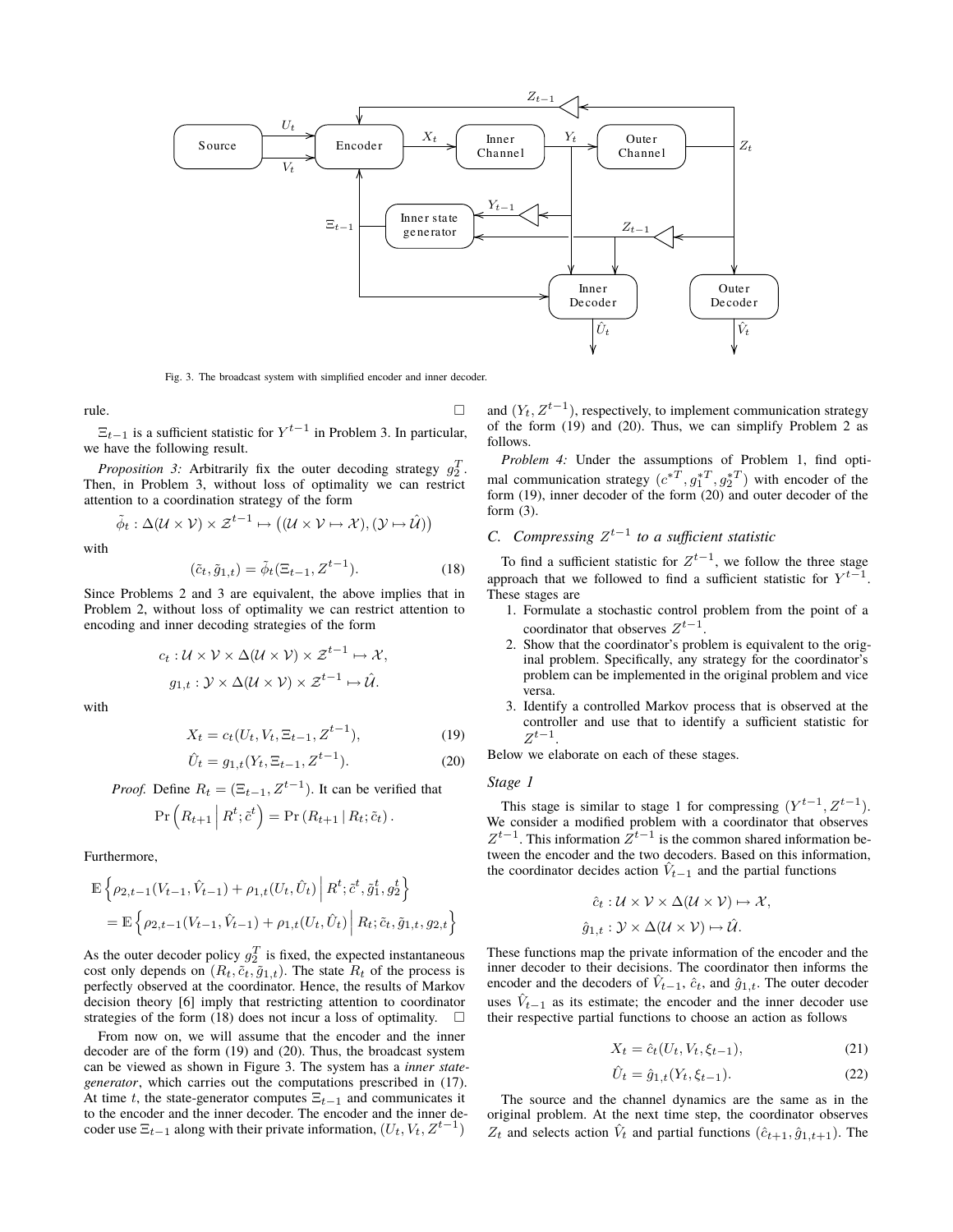Fig. 3. The broadcast system with simplified encoder and inner decoder.

rule. $\square$

$\Xi_{t-1}$ is a sufficient statistic for $Y^{t-1}$ in Problem 3. In particular, we have the following result.

*Proposition 3:* Arbitrarily fix the outer decoding strategy $g_2^T$. Then, in Problem 3, without loss of optimality we can restrict attention to a coordination strategy of the form

$$\tilde{\phi}_t : \Delta(\mathcal{U} \times \mathcal{V}) \times \mathcal{Z}^{t-1} \mapsto \big((\mathcal{U} \times \mathcal{V} \mapsto \mathcal{X}), (\mathcal{Y} \mapsto \hat{\mathcal{U}})\big)$$

with

$$(\tilde{c}_t, \tilde{g}_{1,t}) = \tilde{\phi}_t(\Xi_{t-1}, Z^{t-1}). \tag{18}$$

Since Problems 2 and 3 are equivalent, the above implies that in Problem 2, without loss of optimality we can restrict attention to encoding and inner decoding strategies of the form

$$c_t : \mathcal{U} \times \mathcal{V} \times \Delta(\mathcal{U} \times \mathcal{V}) \times \mathcal{Z}^{t-1} \mapsto \mathcal{X},$$
$$g_{1,t} : \mathcal{Y} \times \Delta(\mathcal{U} \times \mathcal{V}) \times \mathcal{Z}^{t-1} \mapsto \hat{\mathcal{U}}.$$

with

$$X_t = c_t(U_t, V_t, \Xi_{t-1}, Z^{t-1}), \tag{19}$$

$$\hat{U}_t = g_{1,t}(Y_t, \Xi_{t-1}, Z^{t-1}). \tag{20}$$

*Proof.* Define $R_t = (\Xi_{t-1}, Z^{t-1})$. It can be verified that

$$\Pr\left(R_{t+1} \,\middle|\, R^t; \tilde{c}^t\right) = \Pr\left(R_{t+1} \,|\, R_t; \tilde{c}_t\right).$$

Furthermore,

$$\begin{aligned}
&\mathbb{E}\left\{\rho_{2,t-1}(V_{t-1}, \hat{V}_{t-1}) + \rho_{1,t}(U_t, \hat{U}_t) \,\middle|\, R^t; \tilde{c}^t, \tilde{g}_1^t, g_2^t\right\} \\
&= \mathbb{E}\left\{\rho_{2,t-1}(V_{t-1}, \hat{V}_{t-1}) + \rho_{1,t}(U_t, \hat{U}_t) \,\middle|\, R_t; \tilde{c}_t, \tilde{g}_{1,t}, g_{2,t}\right\}
\end{aligned}$$

As the outer decoder policy $g_2^T$ is fixed, the expected instantaneous cost only depends on $(R_t, \tilde{c}_t, \tilde{g}_{1,t})$. The state $R_t$ of the process is perfectly observed at the coordinator. Hence, the results of Markov decision theory [6] imply that restricting attention to coordinator strategies of the form (18) does not incur a loss of optimality. $\square$

From now on, we will assume that the encoder and the inner decoder are of the form (19) and (20). Thus, the broadcast system can be viewed as shown in Figure 3. The system has a *inner state-generator*, which carries out the computations prescribed in (17). At time $t$, the state-generator computes $\Xi_{t-1}$ and communicates it to the encoder and the inner decoder. The encoder and the inner decoder use $\Xi_{t-1}$ along with their private information, $(U_t, V_t, Z^{t-1})$ and $(Y_t, Z^{t-1})$, respectively, to implement communication strategy of the form (19) and (20). Thus, we can simplify Problem 2 as follows.

*Problem 4:* Under the assumptions of Problem 1, find optimal communication strategy $(c^{*T}, g_1^{*T}, g_2^{*T})$ with encoder of the form (19), inner decoder of the form (20) and outer decoder of the form (3).

### C. Compressing $Z^{t-1}$ to a sufficient statistic

To find a sufficient statistic for $Z^{t-1}$, we follow the three stage approach that we followed to find a sufficient statistic for $Y^{t-1}$. These stages are

1. Formulate a stochastic control problem from the point of a coordinator that observes $Z^{t-1}$.
2. Show that the coordinator's problem is equivalent to the original problem. Specifically, any strategy for the coordinator's problem can be implemented in the original problem and vice versa.
3. Identify a controlled Markov process that is observed at the controller and use that to identify a sufficient statistic for $Z^{t-1}$.

Below we elaborate on each of these stages.

#### Stage 1

This stage is similar to stage 1 for compressing $(Y^{t-1}, Z^{t-1})$. We consider a modified problem with a coordinator that observes $Z^{t-1}$. This information $Z^{t-1}$ is the common shared information between the encoder and the two decoders. Based on this information, the coordinator decides action $\hat{V}_{t-1}$ and the partial functions

$$\hat{c}_t : \mathcal{U} \times \mathcal{V} \times \Delta(\mathcal{U} \times \mathcal{V}) \mapsto \mathcal{X},$$
$$\hat{g}_{1,t} : \mathcal{Y} \times \Delta(\mathcal{U} \times \mathcal{V}) \mapsto \hat{\mathcal{U}}.$$

These functions map the private information of the encoder and the inner decoder to their decisions. The coordinator then informs the encoder and the decoders of $\hat{V}_{t-1}$, $\hat{c}_t$, and $\hat{g}_{1,t}$. The outer decoder uses $\hat{V}_{t-1}$ as its estimate; the encoder and the inner decoder use their respective partial functions to choose an action as follows

$$X_t = \hat{c}_t(U_t, V_t, \xi_{t-1}), \tag{21}$$

$$\hat{U}_t = \hat{g}_{1,t}(Y_t, \xi_{t-1}). \tag{22}$$

The source and the channel dynamics are the same as in the original problem. At the next time step, the coordinator observes $Z_t$ and selects action $\hat{V}_t$ and partial functions $(\hat{c}_{t+1}, \hat{g}_{1,t+1})$. The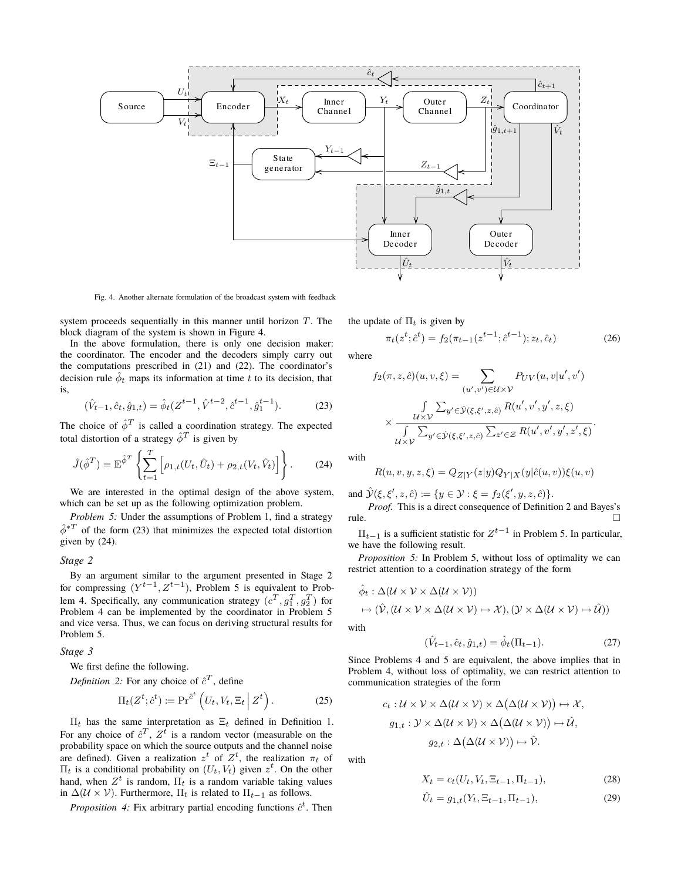Fig. 4. Another alternate formulation of the broadcast system with feedback

system proceeds sequentially in this manner until horizon $T$. The block diagram of the system is shown in Figure 4.

In the above formulation, there is only one decision maker: the coordinator. The encoder and the decoders simply carry out the computations prescribed in (21) and (22). The coordinator's decision rule $\hat{\phi}_t$ maps its information at time $t$ to its decision, that is,

$$(\hat{V}_{t-1}, \hat{c}_t, \hat{g}_{1,t}) = \hat{\phi}_t(Z^{t-1}, \hat{V}^{t-2}, \hat{c}^{t-1}, \hat{g}_1^{t-1}). \tag{23}$$

The choice of $\hat{\phi}^T$ is called a coordination strategy. The expected total distortion of a strategy $\hat{\phi}^T$ is given by

$$\hat{J}(\hat{\phi}^T) = \mathbb{E}^{\hat{\phi}^T}\left\{\sum_{t=1}^{T}\left[\rho_{1,t}(U_t, \hat{U}_t) + \rho_{2,t}(V_t, \hat{V}_t)\right]\right\}. \tag{24}$$

We are interested in the optimal design of the above system, which can be set up as the following optimization problem.

*Problem 5:* Under the assumptions of Problem 1, find a strategy $\hat{\phi}^{*T}$ of the form (23) that minimizes the expected total distortion given by (24).

### Stage 2

By an argument similar to the argument presented in Stage 2 for compressing $(Y^{t-1}, Z^{t-1})$, Problem 5 is equivalent to Problem 4. Specifically, any communication strategy $(c^T, g_1^T, g_2^T)$ for Problem 4 can be implemented by the coordinator in Problem 5 and vice versa. Thus, we can focus on deriving structural results for Problem 5.

### Stage 3

We first define the following.

*Definition 2:* For any choice of $\hat{c}^T$, define

$$\Pi_t(Z^t; \hat{c}^t) := \Pr^{\hat{c}^t}\left(U_t, V_t, \Xi_t \,\middle|\, Z^t\right). \tag{25}$$

$\Pi_t$ has the same interpretation as $\Xi_t$ defined in Definition 1. For any choice of $\hat{c}^T$, $Z^t$ is a random vector (measurable on the probability space on which the source outputs and the channel noise are defined). Given a realization $z^t$ of $Z^t$, the realization $\pi_t$ of $\Pi_t$ is a conditional probability on $(U_t, V_t)$ given $z^t$. On the other hand, when $Z^t$ is random, $\Pi_t$ is a random variable taking values in $\Delta(\mathcal{U} \times \mathcal{V})$. Furthermore, $\Pi_t$ is related to $\Pi_{t-1}$ as follows.

*Proposition 4:* Fix arbitrary partial encoding functions $\hat{c}^t$. Then the update of $\Pi_t$ is given by

$$\pi_t(z^t; \hat{c}^t) = f_2(\pi_{t-1}(z^{t-1}; \hat{c}^{t-1}); z_t, \hat{c}_t) \tag{26}$$

where

$$f_2(\pi, z, \hat{c})(u, v, \xi) = \sum_{(u',v') \in \mathcal{U}\times\mathcal{V}} P_{UV}(u, v | u', v') \times \frac{\int_{\mathcal{U}\times\mathcal{V}} \sum_{y' \in \hat{\mathcal{Y}}(\xi, \xi', z, \hat{c})} R(u', v', y', z, \xi)}{\int_{\mathcal{U}\times\mathcal{V}} \sum_{y' \in \hat{\mathcal{Y}}(\xi, \xi', z, \hat{c})} \sum_{z' \in \mathcal{Z}} R(u', v', y', z', \xi)}.$$

with

$$R(u, v, y, z, \xi) = Q_{Z|Y}(z|y) Q_{Y|X}(y|\hat{c}(u, v))\xi(u, v)$$

and $\hat{\mathcal{Y}}(\xi, \xi', z, \hat{c}) := \{y \in \mathcal{Y} : \xi = f_2(\xi', y, z, \hat{c})\}$.

*Proof.* This is a direct consequence of Definition 2 and Bayes's rule. □

$\Pi_{t-1}$ is a sufficient statistic for $Z^{t-1}$ in Problem 5. In particular, we have the following result.

*Proposition 5:* In Problem 5, without loss of optimality we can restrict attention to a coordination strategy of the form

$$\hat{\phi}_t : \Delta(\mathcal{U} \times \mathcal{V} \times \Delta(\mathcal{U} \times \mathcal{V})) \mapsto (\hat{\mathcal{V}}, (\mathcal{U} \times \mathcal{V} \times \Delta(\mathcal{U} \times \mathcal{V}) \mapsto \mathcal{X}), (\mathcal{Y} \times \Delta(\mathcal{U} \times \mathcal{V}) \mapsto \hat{\mathcal{U}}))$$

with

$$(\hat{V}_{t-1}, \hat{c}_t, \hat{g}_{1,t}) = \hat{\phi}_t(\Pi_{t-1}). \tag{27}$$

Since Problems 4 and 5 are equivalent, the above implies that in Problem 4, without loss of optimality, we can restrict attention to communication strategies of the form

$$c_t : \mathcal{U} \times \mathcal{V} \times \Delta(\mathcal{U} \times \mathcal{V}) \times \Delta\big(\Delta(\mathcal{U} \times \mathcal{V})\big) \mapsto \mathcal{X},$$

$$g_{1,t} : \mathcal{Y} \times \Delta(\mathcal{U} \times \mathcal{V}) \times \Delta\big(\Delta(\mathcal{U} \times \mathcal{V})\big) \mapsto \hat{\mathcal{U}},$$

$$g_{2,t} : \Delta\big(\Delta(\mathcal{U} \times \mathcal{V})\big) \mapsto \hat{\mathcal{V}}.$$

with

$$X_t = c_t(U_t, V_t, \Xi_{t-1}, \Pi_{t-1}), \tag{28}$$

$$\hat{U}_t = g_{1,t}(Y_t, \Xi_{t-1}, \Pi_{t-1}), \tag{29}$$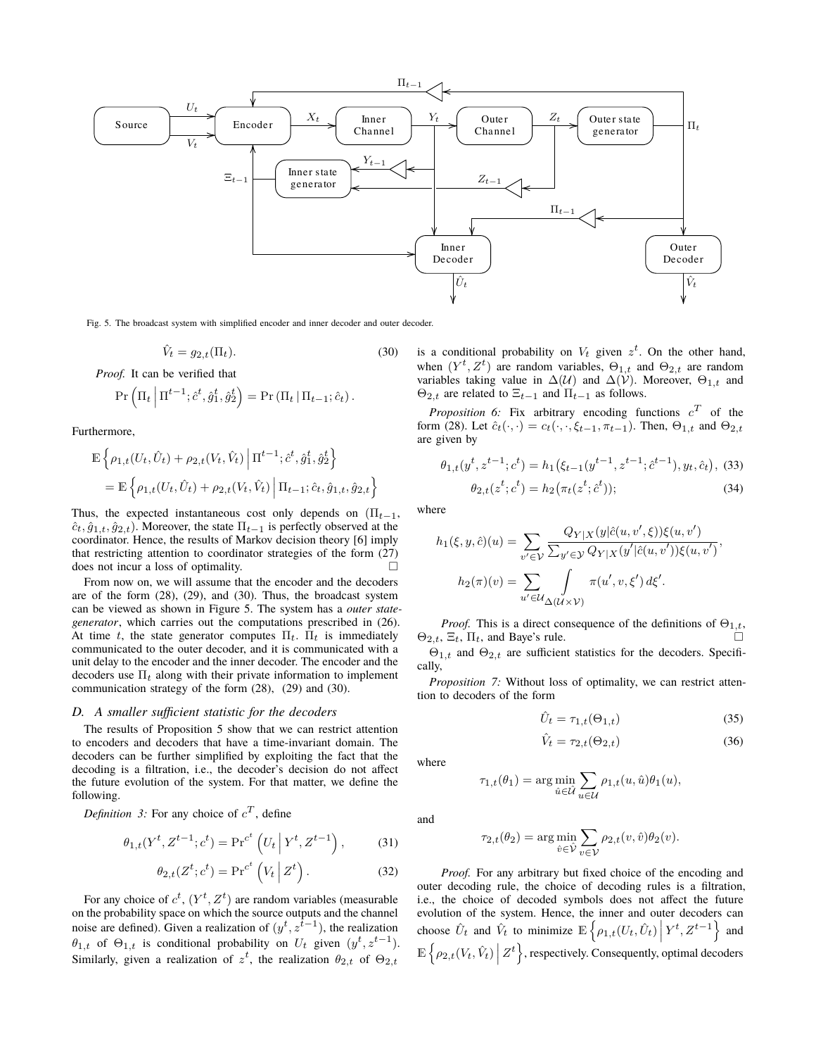Fig. 5. The broadcast system with simplified encoder and inner decoder and outer decoder.

$$\hat{V}_t = g_{2,t}(\Pi_t). \tag{30}$$

*Proof.* It can be verified that

$$\Pr\left(\Pi_t \,\middle|\, \Pi^{t-1}; \hat{c}^t, \hat{g}_1^t, \hat{g}_2^t\right) = \Pr\left(\Pi_t \,|\, \Pi_{t-1}; \hat{c}_t\right).$$

Furthermore,

$$\begin{aligned}
&\mathbb{E}\left\{\rho_{1,t}(U_t, \hat{U}_t) + \rho_{2,t}(V_t, \hat{V}_t) \,\middle|\, \Pi^{t-1}; \hat{c}^t, \hat{g}_1^t, \hat{g}_2^t\right\} \\
&= \mathbb{E}\left\{\rho_{1,t}(U_t, \hat{U}_t) + \rho_{2,t}(V_t, \hat{V}_t) \,\middle|\, \Pi_{t-1}; \hat{c}_t, \hat{g}_{1,t}, \hat{g}_{2,t}\right\}
\end{aligned}$$

Thus, the expected instantaneous cost only depends on $(\Pi_{t-1}, \hat{c}_t, \hat{g}_{1,t}, \hat{g}_{2,t})$. Moreover, the state $\Pi_{t-1}$ is perfectly observed at the coordinator. Hence, the results of Markov decision theory [6] imply that restricting attention to coordinator strategies of the form (27) does not incur a loss of optimality. □

From now on, we will assume that the encoder and the decoders are of the form (28), (29), and (30). Thus, the broadcast system can be viewed as shown in Figure 5. The system has a *outer state-generator*, which carries out the computations prescribed in (26). At time $t$, the state generator computes $\Pi_t$. $\Pi_t$ is immediately communicated to the outer decoder, and it is communicated with a unit delay to the encoder and the inner decoder. The encoder and the decoders use $\Pi_t$ along with their private information to implement communication strategy of the form (28), (29) and (30).

### D. A smaller sufficient statistic for the decoders

The results of Proposition 5 show that we can restrict attention to encoders and decoders that have a time-invariant domain. The decoders can be further simplified by exploiting the fact that the decoding is a filtration, i.e., the decoder's decision do not affect the future evolution of the system. For that matter, we define the following.

*Definition 3:* For any choice of $c^T$, define

$$\theta_{1,t}(Y^t, Z^{t-1}; c^t) = \Pr^{c^t}\left(U_t \,\middle|\, Y^t, Z^{t-1}\right), \tag{31}$$

$$\theta_{2,t}(Z^t; c^t) = \Pr^{c^t}\left(V_t \,\middle|\, Z^t\right). \tag{32}$$

For any choice of $c^t$, $(Y^t, Z^t)$ are random variables (measurable on the probability space on which the source outputs and the channel noise are defined). Given a realization of $(y^t, z^{t-1})$, the realization $\theta_{1,t}$ of $\Theta_{1,t}$ is conditional probability on $U_t$ given $(y^t, z^{t-1})$. Similarly, given a realization of $z^t$, the realization $\theta_{2,t}$ of $\Theta_{2,t}$ is a conditional probability on $V_t$ given $z^t$. On the other hand, when $(Y^t, Z^t)$ are random variables, $\Theta_{1,t}$ and $\Theta_{2,t}$ are random variables taking value in $\Delta(\mathcal{U})$ and $\Delta(\mathcal{V})$. Moreover, $\Theta_{1,t}$ and $\Theta_{2,t}$ are related to $\Xi_{t-1}$ and $\Pi_{t-1}$ as follows.

*Proposition 6:* Fix arbitrary encoding functions $c^T$ of the form (28). Let $\hat{c}_t(\cdot,\cdot) = c_t(\cdot,\cdot,\xi_{t-1},\pi_{t-1})$. Then, $\Theta_{1,t}$ and $\Theta_{2,t}$ are given by

$$\theta_{1,t}(y^t, z^{t-1}; c^t) = h_1\big(\xi_{t-1}(y^{t-1}, z^{t-1}; \hat{c}^{t-1}), y_t, \hat{c}_t\big), \tag{33}$$

$$\theta_{2,t}(z^t; c^t) = h_2\big(\pi_t(z^t; \hat{c}^t)\big); \tag{34}$$

where

$$h_1(\xi, y, \hat{c})(u) = \sum_{v' \in \mathcal{V}} \frac{Q_{Y|X}(y|\hat{c}(u, v', \xi))\xi(u, v')}{\sum_{y' \in \mathcal{Y}} Q_{Y|X}(y'|\hat{c}(u, v'))\xi(u, v')},$$

$$h_2(\pi)(v) = \sum_{u' \in \mathcal{U}} \int_{\Delta(\mathcal{U}\times\mathcal{V})} \pi(u', v, \xi')\, d\xi'.$$

*Proof.* This is a direct consequence of the definitions of $\Theta_{1,t}$, $\Theta_{2,t}$, $\Xi_t$, $\Pi_t$, and Baye's rule. □

$\Theta_{1,t}$ and $\Theta_{2,t}$ are sufficient statistics for the decoders. Specifically,

*Proposition 7:* Without loss of optimality, we can restrict attention to decoders of the form

$$\hat{U}_t = \tau_{1,t}(\Theta_{1,t}) \tag{35}$$

$$\hat{V}_t = \tau_{2,t}(\Theta_{2,t}) \tag{36}$$

where

$$\tau_{1,t}(\theta_1) = \arg\min_{\hat{u} \in \hat{\mathcal{U}}} \sum_{u \in \mathcal{U}} \rho_{1,t}(u, \hat{u})\theta_1(u),$$

and

$$\tau_{2,t}(\theta_2) = \arg\min_{\hat{v} \in \hat{\mathcal{V}}} \sum_{v \in \mathcal{V}} \rho_{2,t}(v, \hat{v})\theta_2(v).$$

*Proof.* For any arbitrary but fixed choice of the encoding and outer decoding rule, the choice of decoding rules is a filtration, i.e., the choice of decoded symbols does not affect the future evolution of the system. Hence, the inner and outer decoders can choose $\hat{U}_t$ and $\hat{V}_t$ to minimize $\mathbb{E}\left\{\rho_{1,t}(U_t, \hat{U}_t) \,\middle|\, Y^t, Z^{t-1}\right\}$ and $\mathbb{E}\left\{\rho_{2,t}(V_t, \hat{V}_t) \,\middle|\, Z^t\right\}$, respectively. Consequently, optimal decoders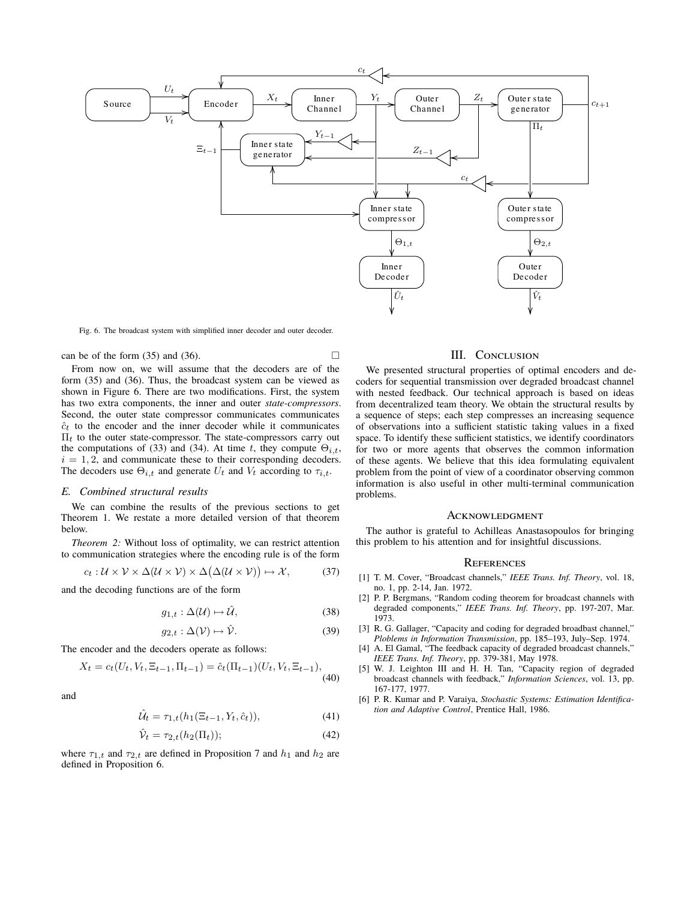Fig. 6. The broadcast system with simplified inner decoder and outer decoder.

can be of the form (35) and (36). □

From now on, we will assume that the decoders are of the form (35) and (36). Thus, the broadcast system can be viewed as shown in Figure 6. There are two modifications. First, the system has two extra components, the inner and outer *state-compressors*. Second, the outer state compressor communicates communicates $\hat{c}_t$ to the encoder and the inner decoder while it communicates $\Pi_t$ to the outer state-compressor. The state-compressors carry out the computations of (33) and (34). At time $t$, they compute $\Theta_{i,t}$, $i = 1, 2$, and communicate these to their corresponding decoders. The decoders use $\Theta_{i,t}$ and generate $U_t$ and $V_t$ according to $\tau_{i,t}$.

### E. Combined structural results

We can combine the results of the previous sections to get Theorem 1. We restate a more detailed version of that theorem below.

*Theorem 2:* Without loss of optimality, we can restrict attention to communication strategies where the encoding rule is of the form

$$c_t : \mathcal{U} \times \mathcal{V} \times \Delta(\mathcal{U} \times \mathcal{V}) \times \Delta\big(\Delta(\mathcal{U} \times \mathcal{V})\big) \mapsto \mathcal{X}, \tag{37}$$

and the decoding functions are of the form

$$g_{1,t} : \Delta(\mathcal{U}) \mapsto \hat{\mathcal{U}}, \tag{38}$$

$$g_{2,t} : \Delta(\mathcal{V}) \mapsto \hat{\mathcal{V}}. \tag{39}$$

The encoder and the decoders operate as follows:

$$X_t = c_t(U_t, V_t, \Xi_{t-1}, \Pi_{t-1}) = \hat{c}_t(\Pi_{t-1})(U_t, V_t, \Xi_{t-1}), \tag{40}$$

and

$$\hat{\mathcal{U}}_t = \tau_{1,t}(h_1(\Xi_{t-1}, Y_t, \hat{c}_t)), \tag{41}$$

$$\hat{\mathcal{V}}_t = \tau_{2,t}(h_2(\Pi_t)); \tag{42}$$

where $\tau_{1,t}$ and $\tau_{2,t}$ are defined in Proposition 7 and $h_1$ and $h_2$ are defined in Proposition 6.

## III. Conclusion

We presented structural properties of optimal encoders and decoders for sequential transmission over degraded broadcast channel with nested feedback. Our technical approach is based on ideas from decentralized team theory. We obtain the structural results by a sequence of steps; each step compresses an increasing sequence of observations into a sufficient statistic taking values in a fixed space. To identify these sufficient statistics, we identify coordinators for two or more agents that observes the common information of these agents. We believe that this idea formulating equivalent problem from the point of view of a coordinator observing common information is also useful in other multi-terminal communication problems.

## Acknowledgment

The author is grateful to Achilleas Anastasopoulos for bringing this problem to his attention and for insightful discussions.

## References

[1] T. M. Cover, "Broadcast channels," *IEEE Trans. Inf. Theory*, vol. 18, no. 1, pp. 2-14, Jan. 1972.

[2] P. P. Bergmans, "Random coding theorem for broadcast channels with degraded components," *IEEE Trans. Inf. Theory*, pp. 197-207, Mar. 1973.

[3] R. G. Gallager, "Capacity and coding for degraded broadbast channel," *Ploblems in Information Transmission*, pp. 185–193, July–Sep. 1974.

[4] A. El Gamal, "The feedback capacity of degraded broadcast channels," *IEEE Trans. Inf. Theory*, pp. 379-381, May 1978.

[5] W. J. Leighton III and H. H. Tan, "Capacity region of degraded broadcast channels with feedback," *Information Sciences*, vol. 13, pp. 167-177, 1977.

[6] P. R. Kumar and P. Varaiya, *Stochastic Systems: Estimation Identification and Adaptive Control*, Prentice Hall, 1986.